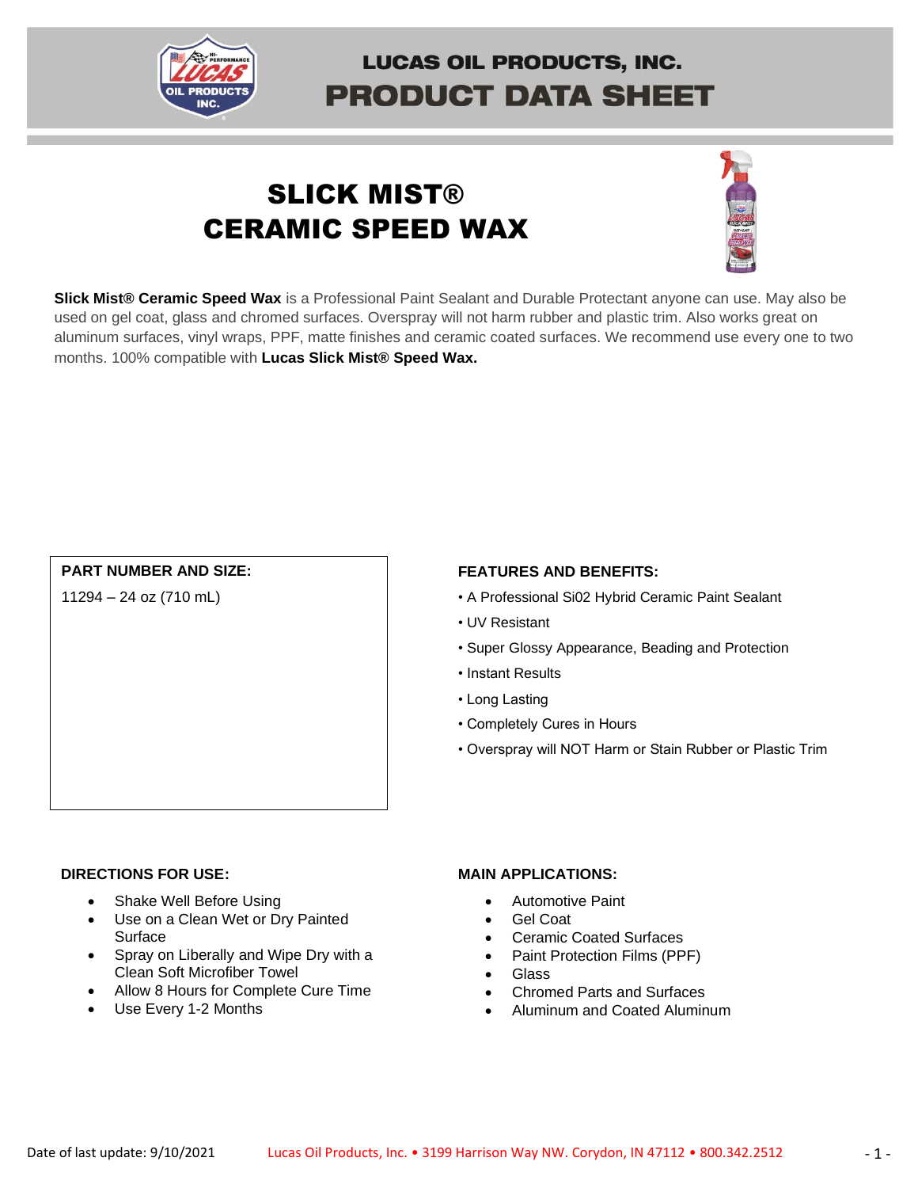# LUCAS OIL PRODUCTS, INC.

# PRODUCT DATA SHEET

## SLICK MIST® CERAMIC SPEED WAX

**Slick Mist® Ceramic Speed Wax** is a Professional Paint Sealant and Durable Protectant anyone can use. May also be used on gel coat, glass and chromed surfaces. Overspray will not harm rubber and plastic trim. Also works great on aluminum surfaces, vinyl wraps, PPF, matte finishes and ceramic coated surfaces. We recommend use every one to two months. 100% compatible with **Lucas Slick Mist® Speed Wax.**

### PART NUMBER AND SIZE:

11294 – 24 oz (710 mL)

### FEATURES AND BENEFITS:

- A Professional Si02 Hybrid Ceramic Paint Sealant
- UV Resistant
- Super Glossy Appearance, Beading and Protection
- Instant Results
- Long Lasting
- Completely Cures in Hours
- Overspray will NOT Harm or Stain Rubber or Plastic Trim

### DIRECTIONS FOR USE:

- Shake Well Before Using
- Use on a Clean Wet or Dry Painted Surface
- Spray on Liberally and Wipe Dry with a Clean Soft Microfiber Towel
- Allow 8 Hours for Complete Cure Time
- Use Every 1-2 Months

### MAIN APPLICATIONS:

- Automotive Paint
- Gel Coat
- Ceramic Coated Surfaces
- Paint Protection Films (PPF)
- Glass
- Chromed Parts and Surfaces
- Aluminum and Coated Aluminum

Date of last update: 9/10/2021

Lucas Oil Products, Inc. • 3199 Harrison Way NW. Corydon, IN 47112 • 800.342.2512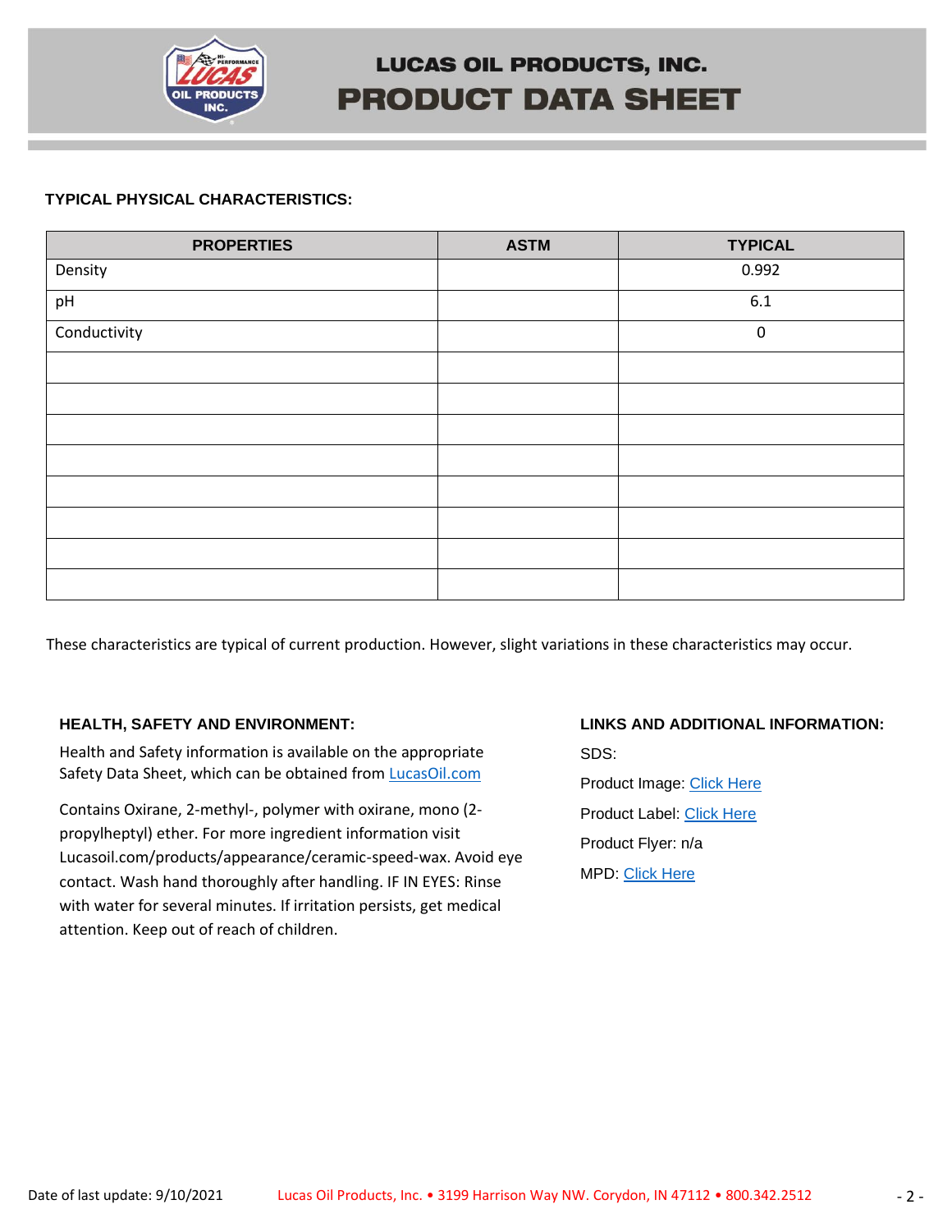# LUCAS OIL PRODUCTS, INC.
# PRODUCT DATA SHEET

### TYPICAL PHYSICAL CHARACTERISTICS:

| PROPERTIES | ASTM | TYPICAL |
|---|---|---|
| Density | | 0.992 |
| pH | | 6.1 |
| Conductivity | | 0 |
| | | |
| | | |
| | | |
| | | |
| | | |
| | | |
| | | |
| | | |

These characteristics are typical of current production. However, slight variations in these characteristics may occur.

### HEALTH, SAFETY AND ENVIRONMENT:

Health and Safety information is available on the appropriate Safety Data Sheet, which can be obtained from LucasOil.com

Contains Oxirane, 2-methyl-, polymer with oxirane, mono (2-propylheptyl) ether. For more ingredient information visit Lucasoil.com/products/appearance/ceramic-speed-wax. Avoid eye contact. Wash hand thoroughly after handling. IF IN EYES: Rinse with water for several minutes. If irritation persists, get medical attention. Keep out of reach of children.

### LINKS AND ADDITIONAL INFORMATION:

SDS:

Product Image: Click Here

Product Label: Click Here

Product Flyer: n/a

MPD: Click Here

Date of last update: 9/10/2021

Lucas Oil Products, Inc. • 3199 Harrison Way NW. Corydon, IN 47112 • 800.342.2512